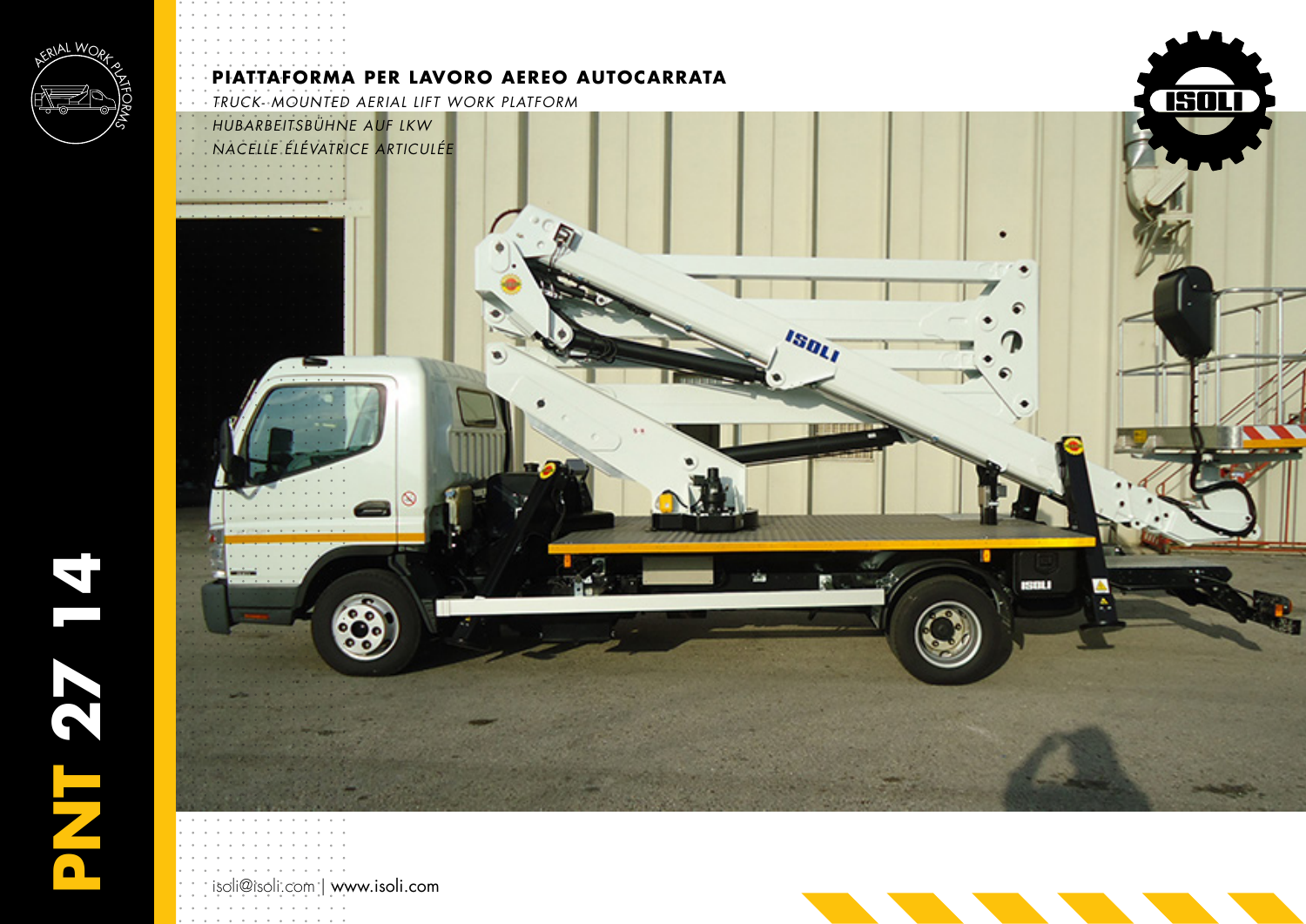# PNT 27 14

## PIATTAFORMA PER LAVORO AEREO AUTOCARRATA

*TRUCK-MOUNTED AERIAL LIFT WORK PLATFORM*

*HUBARBEITSBÜHNE AUF LKW*

*NACELLE ÉLÉVATRICE ARTICULÉE*

isoli@isoli.com | www.isoli.com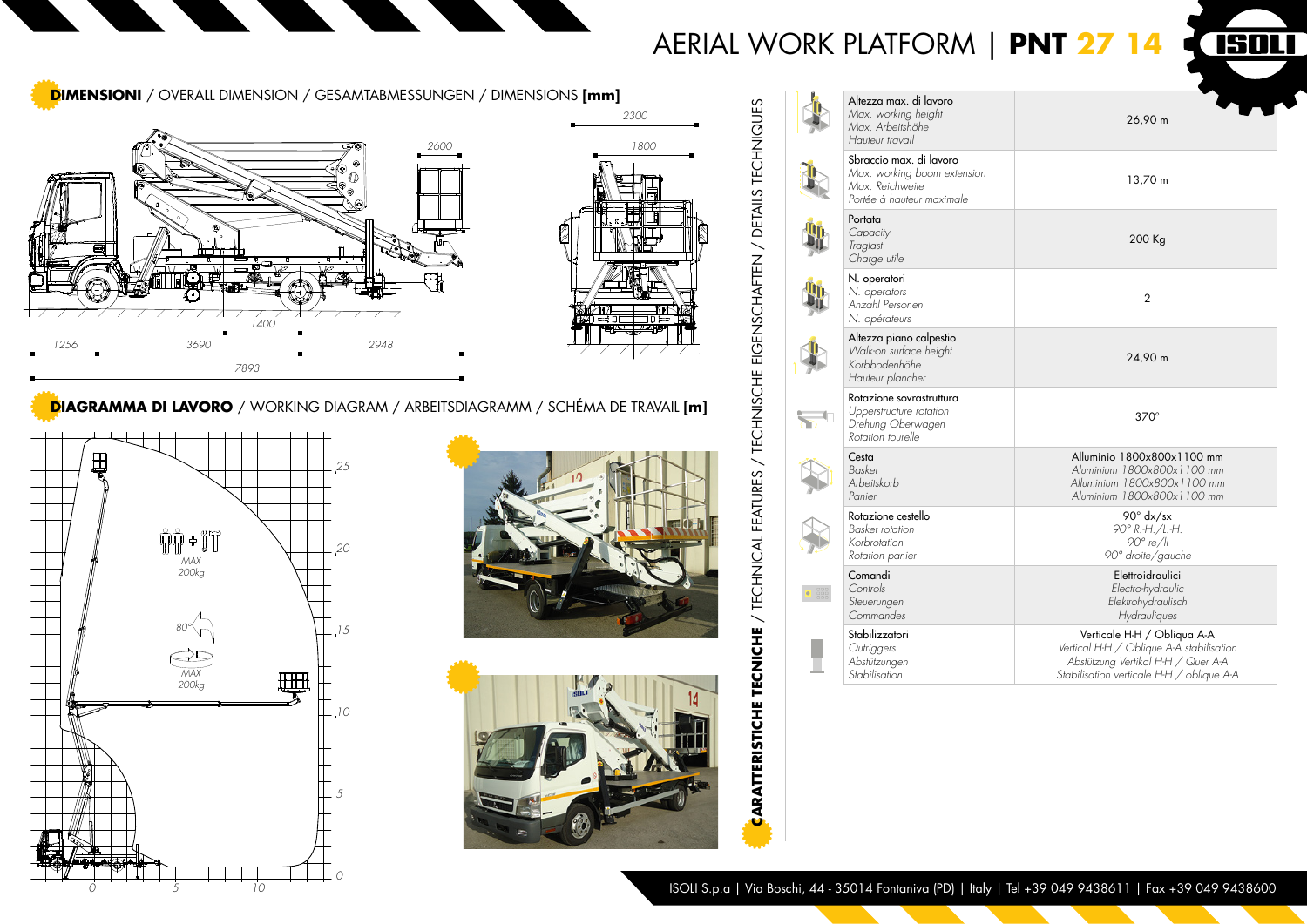# AERIAL WORK PLATFORM | PNT 27 14

## DIMENSIONI / OVERALL DIMENSION / GESAMTABMESSUNGEN / DIMENSIONS [mm]

2300
2600
1800
1400
1256
3690
2948
7893

## DIAGRAMMA DI LAVORO / WORKING DIAGRAM / ARBEITSDIAGRAMM / SCHÉMA DE TRAVAIL [m]

25
20
15
10
5
0
MAX 200kg
80°
MAX 200kg
0
5
10

## CARATTERISTICHE TECNICHE / TECHNICAL FEATURES / TECHNISCHE EIGENSCHAFTEN / DETAILS TECHNIQUES

| | |
|---|---|
| Altezza max. di lavoro<br>*Max. working height*<br>*Max. Arbeitshöhe*<br>*Hauteur travail* | 26,90 m |
| Sbraccio max. di lavoro<br>*Max. working boom extension*<br>*Max. Reichweite*<br>*Portée à hauteur maximale* | 13,70 m |
| Portata<br>*Capacity*<br>*Traglast*<br>*Charge utile* | 200 Kg |
| N. operatori<br>*N. operators*<br>*Anzahl Personen*<br>*N. opérateurs* | 2 |
| Altezza piano calpestio<br>*Walk-on surface height*<br>*Korbbodenhöhe*<br>*Hauteur plancher* | 24,90 m |
| Rotazione sovrastruttura<br>*Upperstructure rotation*<br>*Drehung Oberwagen*<br>*Rotation tourelle* | 370° |
| Cesta<br>*Basket*<br>*Arbeitskorb*<br>*Panier* | Alluminio 1800x800x1100 mm<br>*Aluminium 1800x800x1100 mm*<br>*Aluminium 1800x800x1100 mm*<br>*Aluminium 1800x800x1100 mm* |
| Rotazione cestello<br>*Basket rotation*<br>*Korbrotation*<br>*Rotation panier* | 90° dx/sx<br>*90° R.-H./L.-H.*<br>*90° re/li*<br>*90° droite/gauche* |
| Comandi<br>*Controls*<br>*Steuerungen*<br>*Commandes* | Elettroidraulici<br>*Electro-hydraulic*<br>*Elektrohydraulisch*<br>*Hydrauliques* |
| Stabilizzatori<br>*Outriggers*<br>*Abstützungen*<br>*Stabilisation* | Verticale H-H / Obliqua A-A<br>*Vertical H-H / Oblique A-A stabilisation*<br>*Abstützung Vertikal H-H / Quer A-A*<br>*Stabilisation verticale H-H / oblique A-A* |

ISOLI S.p.a | Via Boschi, 44 - 35014 Fontaniva (PD) | Italy | Tel +39 049 9438611 | Fax +39 049 9438600